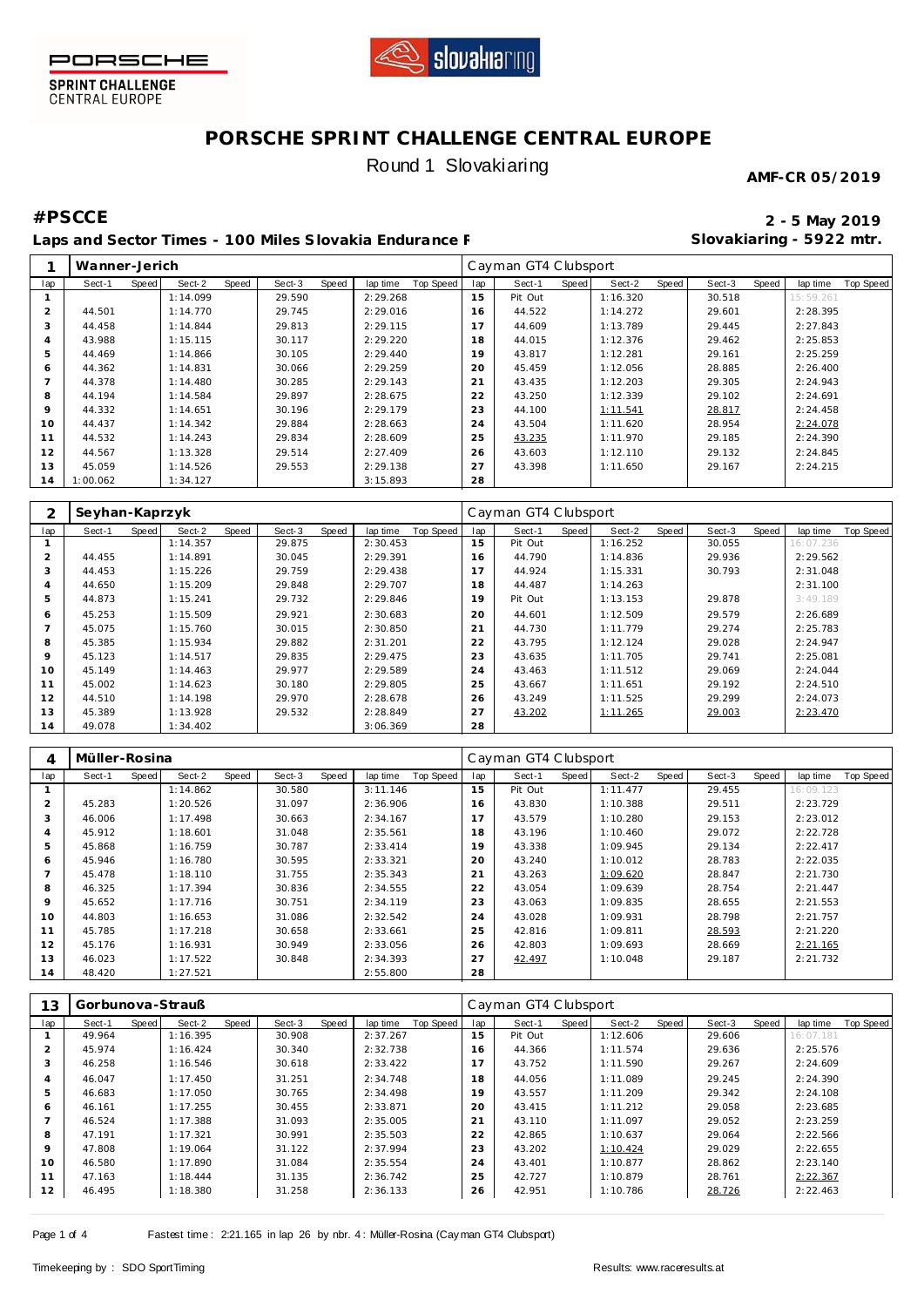PORSCHE SPRINT CHALLENGE CENTRAL EUROPE

# PORSCHE SPRINT CHALLENGE CENTRAL EUROPE

Round 1 Slovakiaring

**AMF-CR 05/2019**

## #PSCCE

**2 - 5 May 2019**

**Laps and Sector Times - 100 Miles Slovakia Endurance F**

**Slovakiaring - 5922 mtr.**

| 1 | Wanner-Jerich | | | | | | | | | Cayman GT4 Clubsport | | | | | | | | |
|---|---|---|---|---|---|---|---|---|---|---|---|---|---|---|---|---|---|---|
| lap | Sect-1 | Speed | Sect-2 | Speed | Sect-3 | Speed | lap time | Top Speed | lap | Sect-1 | Speed | Sect-2 | Speed | Sect-3 | Speed | lap time | Top Speed |
| 1 | | | 1:14.099 | | 29.590 | | 2:29.268 | | 15 | Pit Out | | 1:16.320 | | 30.518 | | 15:59.261 | |
| 2 | 44.501 | | 1:14.770 | | 29.745 | | 2:29.016 | | 16 | 44.522 | | 1:14.272 | | 29.601 | | 2:28.395 | |
| 3 | 44.458 | | 1:14.844 | | 29.813 | | 2:29.115 | | 17 | 44.609 | | 1:13.789 | | 29.445 | | 2:27.843 | |
| 4 | 43.988 | | 1:15.115 | | 30.117 | | 2:29.220 | | 18 | 44.015 | | 1:12.376 | | 29.462 | | 2:25.853 | |
| 5 | 44.469 | | 1:14.866 | | 30.105 | | 2:29.440 | | 19 | 43.817 | | 1:12.281 | | 29.161 | | 2:25.259 | |
| 6 | 44.362 | | 1:14.831 | | 30.066 | | 2:29.259 | | 20 | 45.459 | | 1:12.056 | | 28.885 | | 2:26.400 | |
| 7 | 44.378 | | 1:14.480 | | 30.285 | | 2:29.143 | | 21 | 43.435 | | 1:12.203 | | 29.305 | | 2:24.943 | |
| 8 | 44.194 | | 1:14.584 | | 29.897 | | 2:28.675 | | 22 | 43.250 | | 1:12.339 | | 29.102 | | 2:24.691 | |
| 9 | 44.332 | | 1:14.651 | | 30.196 | | 2:29.179 | | 23 | 44.100 | | 1:11.541 | | 28.817 | | 2:24.458 | |
| 10 | 44.437 | | 1:14.342 | | 29.884 | | 2:28.663 | | 24 | 43.504 | | 1:11.620 | | 28.954 | | 2:24.078 | |
| 11 | 44.532 | | 1:14.243 | | 29.834 | | 2:28.609 | | 25 | 43.235 | | 1:11.970 | | 29.185 | | 2:24.390 | |
| 12 | 44.567 | | 1:13.328 | | 29.514 | | 2:27.409 | | 26 | 43.603 | | 1:12.110 | | 29.132 | | 2:24.845 | |
| 13 | 45.059 | | 1:14.526 | | 29.553 | | 2:29.138 | | 27 | 43.398 | | 1:11.650 | | 29.167 | | 2:24.215 | |
| 14 | 1:00.062 | | 1:34.127 | | | | 3:15.893 | | 28 | | | | | | | | |

| 2 | Seyhan-Kaprzyk | | | | | | | | | Cayman GT4 Clubsport | | | | | | | | |
|---|---|---|---|---|---|---|---|---|---|---|---|---|---|---|---|---|---|---|
| lap | Sect-1 | Speed | Sect-2 | Speed | Sect-3 | Speed | lap time | Top Speed | lap | Sect-1 | Speed | Sect-2 | Speed | Sect-3 | Speed | lap time | Top Speed |
| 1 | | | 1:14.357 | | 29.875 | | 2:30.453 | | 15 | Pit Out | | 1:16.252 | | 30.055 | | 16:07.236 | |
| 2 | 44.455 | | 1:14.891 | | 30.045 | | 2:29.391 | | 16 | 44.790 | | 1:14.836 | | 29.936 | | 2:29.562 | |
| 3 | 44.453 | | 1:15.226 | | 29.759 | | 2:29.438 | | 17 | 44.924 | | 1:15.331 | | 30.793 | | 2:31.048 | |
| 4 | 44.650 | | 1:15.209 | | 29.848 | | 2:29.707 | | 18 | 44.487 | | 1:14.263 | | | | 2:31.100 | |
| 5 | 44.873 | | 1:15.241 | | 29.732 | | 2:29.846 | | 19 | Pit Out | | 1:13.153 | | 29.878 | | 3:49.189 | |
| 6 | 45.253 | | 1:15.509 | | 29.921 | | 2:30.683 | | 20 | 44.601 | | 1:12.509 | | 29.579 | | 2:26.689 | |
| 7 | 45.075 | | 1:15.760 | | 30.015 | | 2:30.850 | | 21 | 44.730 | | 1:11.779 | | 29.274 | | 2:25.783 | |
| 8 | 45.385 | | 1:15.934 | | 29.882 | | 2:31.201 | | 22 | 43.795 | | 1:12.124 | | 29.028 | | 2:24.947 | |
| 9 | 45.123 | | 1:14.517 | | 29.835 | | 2:29.475 | | 23 | 43.635 | | 1:11.705 | | 29.741 | | 2:25.081 | |
| 10 | 45.149 | | 1:14.463 | | 29.977 | | 2:29.589 | | 24 | 43.463 | | 1:11.512 | | 29.069 | | 2:24.044 | |
| 11 | 45.002 | | 1:14.623 | | 30.180 | | 2:29.805 | | 25 | 43.667 | | 1:11.651 | | 29.192 | | 2:24.510 | |
| 12 | 44.510 | | 1:14.198 | | 29.970 | | 2:28.678 | | 26 | 43.249 | | 1:11.525 | | 29.299 | | 2:24.073 | |
| 13 | 45.389 | | 1:13.928 | | 29.532 | | 2:28.849 | | 27 | 43.202 | | 1:11.265 | | 29.003 | | 2:23.470 | |
| 14 | 49.078 | | 1:34.402 | | | | 3:06.369 | | 28 | | | | | | | | |

| 4 | Müller-Rosina | | | | | | | | | Cayman GT4 Clubsport | | | | | | | | |
|---|---|---|---|---|---|---|---|---|---|---|---|---|---|---|---|---|---|---|
| lap | Sect-1 | Speed | Sect-2 | Speed | Sect-3 | Speed | lap time | Top Speed | lap | Sect-1 | Speed | Sect-2 | Speed | Sect-3 | Speed | lap time | Top Speed |
| 1 | | | 1:14.862 | | 30.580 | | 3:11.146 | | 15 | Pit Out | | 1:11.477 | | 29.455 | | 16:09.123 | |
| 2 | 45.283 | | 1:20.526 | | 31.097 | | 2:36.906 | | 16 | 43.830 | | 1:10.388 | | 29.511 | | 2:23.729 | |
| 3 | 46.006 | | 1:17.498 | | 30.663 | | 2:34.167 | | 17 | 43.579 | | 1:10.280 | | 29.153 | | 2:23.012 | |
| 4 | 45.912 | | 1:18.601 | | 31.048 | | 2:35.561 | | 18 | 43.196 | | 1:10.460 | | 29.072 | | 2:22.728 | |
| 5 | 45.868 | | 1:16.759 | | 30.787 | | 2:33.414 | | 19 | 43.338 | | 1:09.945 | | 29.134 | | 2:22.417 | |
| 6 | 45.946 | | 1:16.780 | | 30.595 | | 2:33.321 | | 20 | 43.240 | | 1:10.012 | | 28.783 | | 2:22.035 | |
| 7 | 45.478 | | 1:18.110 | | 31.755 | | 2:35.343 | | 21 | 43.263 | | 1:09.620 | | 28.847 | | 2:21.730 | |
| 8 | 46.325 | | 1:17.394 | | 30.836 | | 2:34.555 | | 22 | 43.054 | | 1:09.639 | | 28.754 | | 2:21.447 | |
| 9 | 45.652 | | 1:17.716 | | 30.751 | | 2:34.119 | | 23 | 43.063 | | 1:09.835 | | 28.655 | | 2:21.553 | |
| 10 | 44.803 | | 1:16.653 | | 31.086 | | 2:32.542 | | 24 | 43.028 | | 1:09.931 | | 28.798 | | 2:21.757 | |
| 11 | 45.785 | | 1:17.218 | | 30.658 | | 2:33.661 | | 25 | 42.816 | | 1:09.811 | | 28.593 | | 2:21.220 | |
| 12 | 45.176 | | 1:16.931 | | 30.949 | | 2:33.056 | | 26 | 42.803 | | 1:09.693 | | 28.669 | | 2:21.165 | |
| 13 | 46.023 | | 1:17.522 | | 30.848 | | 2:34.393 | | 27 | 42.497 | | 1:10.048 | | 29.187 | | 2:21.732 | |
| 14 | 48.420 | | 1:27.521 | | | | 2:55.800 | | 28 | | | | | | | | |

| 13 | Gorbunova-Strauß | | | | | | | | | Cayman GT4 Clubsport | | | | | | | | |
|---|---|---|---|---|---|---|---|---|---|---|---|---|---|---|---|---|---|---|
| lap | Sect-1 | Speed | Sect-2 | Speed | Sect-3 | Speed | lap time | Top Speed | lap | Sect-1 | Speed | Sect-2 | Speed | Sect-3 | Speed | lap time | Top Speed |
| 1 | 49.964 | | 1:16.395 | | 30.908 | | 2:37.267 | | 15 | Pit Out | | 1:12.606 | | 29.606 | | 16:07.181 | |
| 2 | 45.974 | | 1:16.424 | | 30.340 | | 2:32.738 | | 16 | 44.366 | | 1:11.574 | | 29.636 | | 2:25.576 | |
| 3 | 46.258 | | 1:16.546 | | 30.618 | | 2:33.422 | | 17 | 43.752 | | 1:11.590 | | 29.267 | | 2:24.609 | |
| 4 | 46.047 | | 1:17.450 | | 31.251 | | 2:34.748 | | 18 | 44.056 | | 1:11.089 | | 29.245 | | 2:24.390 | |
| 5 | 46.683 | | 1:17.050 | | 30.765 | | 2:34.498 | | 19 | 43.557 | | 1:11.209 | | 29.342 | | 2:24.108 | |
| 6 | 46.161 | | 1:17.255 | | 30.455 | | 2:33.871 | | 20 | 43.415 | | 1:11.212 | | 29.058 | | 2:23.685 | |
| 7 | 46.524 | | 1:17.388 | | 31.093 | | 2:35.005 | | 21 | 43.110 | | 1:11.097 | | 29.052 | | 2:23.259 | |
| 8 | 47.191 | | 1:17.321 | | 30.991 | | 2:35.503 | | 22 | 42.865 | | 1:10.637 | | 29.064 | | 2:22.566 | |
| 9 | 47.808 | | 1:19.064 | | 31.122 | | 2:37.994 | | 23 | 43.202 | | 1:10.424 | | 29.029 | | 2:22.655 | |
| 10 | 46.580 | | 1:17.890 | | 31.084 | | 2:35.554 | | 24 | 43.401 | | 1:10.877 | | 28.862 | | 2:23.140 | |
| 11 | 47.163 | | 1:18.444 | | 31.135 | | 2:36.742 | | 25 | 42.727 | | 1:10.879 | | 28.761 | | 2:22.367 | |
| 12 | 46.495 | | 1:18.380 | | 31.258 | | 2:36.133 | | 26 | 42.951 | | 1:10.786 | | 28.726 | | 2:22.463 | |

Fastest time : 2:21.165 in lap 26 by nbr. 4 : Müller-Rosina (Cayman GT4 Clubsport)

Timekeeping by : SDO SportTiming

Results: www.raceresults.at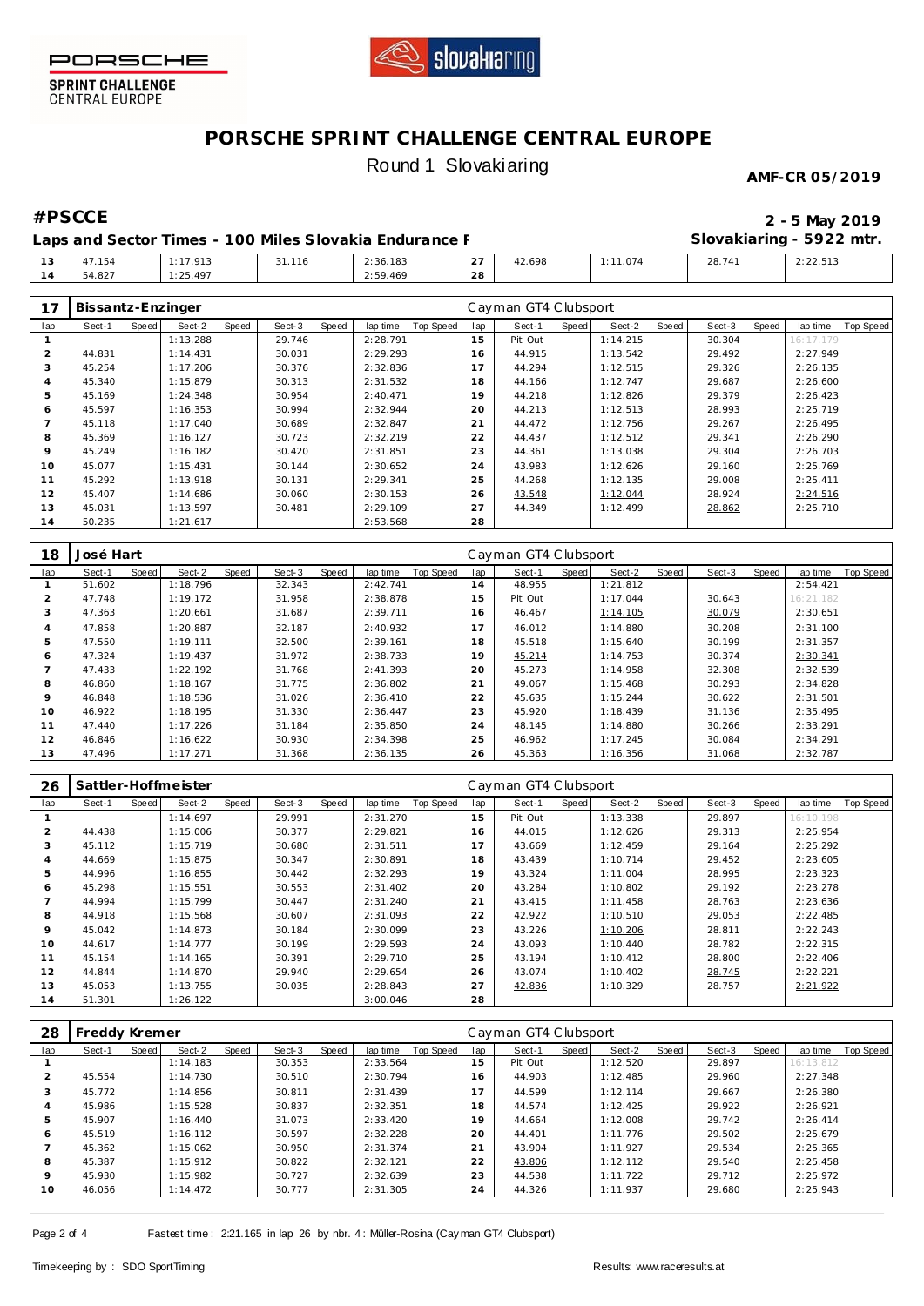# PORSCHE SPRINT CHALLENGE CENTRAL EUROPE

Round 1 Slovakiaring

**AMF-CR 05/2019**

## #PSCCE

**2 - 5 May 2019**

**Laps and Sector Times - 100 Miles Slovakia Endurance F**

**Slovakiaring - 5922 mtr.**

| lap | Sect-1 | Speed | Sect-2 | Speed | Sect-3 | Speed | lap time | Top Speed | lap | Sect-1 | Speed | Sect-2 | Speed | Sect-3 | Speed | lap time | Top Speed |
|---|---|---|---|---|---|---|---|---|---|---|---|---|---|---|---|---|---|
| 13 | 47.154 | | 1:17.913 | | 31.116 | | 2:36.183 | | 27 | 42.698 | | 1:11.074 | | 28.741 | | 2:22.513 | |
| 14 | 54.827 | | 1:25.497 | | | | 2:59.469 | | 28 | | | | | | | | |

### 17 Bissantz-Enzinger — Cayman GT4 Clubsport

| lap | Sect-1 | Speed | Sect-2 | Speed | Sect-3 | Speed | lap time | Top Speed | lap | Sect-1 | Speed | Sect-2 | Speed | Sect-3 | Speed | lap time | Top Speed |
|---|---|---|---|---|---|---|---|---|---|---|---|---|---|---|---|---|---|
| 1 | | | 1:13.288 | | 29.746 | | 2:28.791 | | 15 | Pit Out | | 1:14.215 | | 30.304 | | 16:17.179 | |
| 2 | 44.831 | | 1:14.431 | | 30.031 | | 2:29.293 | | 16 | 44.915 | | 1:13.542 | | 29.492 | | 2:27.949 | |
| 3 | 45.254 | | 1:17.206 | | 30.376 | | 2:32.836 | | 17 | 44.294 | | 1:12.515 | | 29.326 | | 2:26.135 | |
| 4 | 45.340 | | 1:15.879 | | 30.313 | | 2:31.532 | | 18 | 44.166 | | 1:12.747 | | 29.687 | | 2:26.600 | |
| 5 | 45.169 | | 1:24.348 | | 30.954 | | 2:40.471 | | 19 | 44.218 | | 1:12.826 | | 29.379 | | 2:26.423 | |
| 6 | 45.597 | | 1:16.353 | | 30.994 | | 2:32.944 | | 20 | 44.213 | | 1:12.513 | | 28.993 | | 2:25.719 | |
| 7 | 45.118 | | 1:17.040 | | 30.689 | | 2:32.847 | | 21 | 44.472 | | 1:12.756 | | 29.267 | | 2:26.495 | |
| 8 | 45.369 | | 1:16.127 | | 30.723 | | 2:32.219 | | 22 | 44.437 | | 1:12.512 | | 29.341 | | 2:26.290 | |
| 9 | 45.249 | | 1:16.182 | | 30.420 | | 2:31.851 | | 23 | 44.361 | | 1:13.038 | | 29.304 | | 2:26.703 | |
| 10 | 45.077 | | 1:15.431 | | 30.144 | | 2:30.652 | | 24 | 43.983 | | 1:12.626 | | 29.160 | | 2:25.769 | |
| 11 | 45.292 | | 1:13.918 | | 30.131 | | 2:29.341 | | 25 | 44.268 | | 1:12.135 | | 29.008 | | 2:25.411 | |
| 12 | 45.407 | | 1:14.686 | | 30.060 | | 2:30.153 | | 26 | 43.548 | | 1:12.044 | | 28.924 | | 2:24.516 | |
| 13 | 45.031 | | 1:13.597 | | 30.481 | | 2:29.109 | | 27 | 44.349 | | 1:12.499 | | 28.862 | | 2:25.710 | |
| 14 | 50.235 | | 1:21.617 | | | | 2:53.568 | | 28 | | | | | | | | |

### 18 José Hart — Cayman GT4 Clubsport

| lap | Sect-1 | Speed | Sect-2 | Speed | Sect-3 | Speed | lap time | Top Speed | lap | Sect-1 | Speed | Sect-2 | Speed | Sect-3 | Speed | lap time | Top Speed |
|---|---|---|---|---|---|---|---|---|---|---|---|---|---|---|---|---|---|
| 1 | 51.602 | | 1:18.796 | | 32.343 | | 2:42.741 | | 14 | 48.955 | | 1:21.812 | | | | 2:54.421 | |
| 2 | 47.748 | | 1:19.172 | | 31.958 | | 2:38.878 | | 15 | Pit Out | | 1:17.044 | | 30.643 | | 16:21.182 | |
| 3 | 47.363 | | 1:20.661 | | 31.687 | | 2:39.711 | | 16 | 46.467 | | 1:14.105 | | 30.079 | | 2:30.651 | |
| 4 | 47.858 | | 1:20.887 | | 32.187 | | 2:40.932 | | 17 | 46.012 | | 1:14.880 | | 30.208 | | 2:31.100 | |
| 5 | 47.550 | | 1:19.111 | | 32.500 | | 2:39.161 | | 18 | 45.518 | | 1:15.640 | | 30.199 | | 2:31.357 | |
| 6 | 47.324 | | 1:19.437 | | 31.972 | | 2:38.733 | | 19 | 45.214 | | 1:14.753 | | 30.374 | | 2:30.341 | |
| 7 | 47.433 | | 1:22.192 | | 31.768 | | 2:41.393 | | 20 | 45.273 | | 1:14.958 | | 32.308 | | 2:32.539 | |
| 8 | 46.860 | | 1:18.167 | | 31.775 | | 2:36.802 | | 21 | 49.067 | | 1:15.468 | | 30.293 | | 2:34.828 | |
| 9 | 46.848 | | 1:18.536 | | 31.026 | | 2:36.410 | | 22 | 45.635 | | 1:15.244 | | 30.622 | | 2:31.501 | |
| 10 | 46.922 | | 1:18.195 | | 31.330 | | 2:36.447 | | 23 | 45.920 | | 1:18.439 | | 31.136 | | 2:35.495 | |
| 11 | 47.440 | | 1:17.226 | | 31.184 | | 2:35.850 | | 24 | 48.145 | | 1:14.880 | | 30.266 | | 2:33.291 | |
| 12 | 46.846 | | 1:16.622 | | 30.930 | | 2:34.398 | | 25 | 46.962 | | 1:17.245 | | 30.084 | | 2:34.291 | |
| 13 | 47.496 | | 1:17.271 | | 31.368 | | 2:36.135 | | 26 | 45.363 | | 1:16.356 | | 31.068 | | 2:32.787 | |

### 26 Sattler-Hoffmeister — Cayman GT4 Clubsport

| lap | Sect-1 | Speed | Sect-2 | Speed | Sect-3 | Speed | lap time | Top Speed | lap | Sect-1 | Speed | Sect-2 | Speed | Sect-3 | Speed | lap time | Top Speed |
|---|---|---|---|---|---|---|---|---|---|---|---|---|---|---|---|---|---|
| 1 | | | 1:14.697 | | 29.991 | | 2:31.270 | | 15 | Pit Out | | 1:13.338 | | 29.897 | | 16:10.198 | |
| 2 | 44.438 | | 1:15.006 | | 30.377 | | 2:29.821 | | 16 | 44.015 | | 1:12.626 | | 29.313 | | 2:25.954 | |
| 3 | 45.112 | | 1:15.719 | | 30.680 | | 2:31.511 | | 17 | 43.669 | | 1:12.459 | | 29.164 | | 2:25.292 | |
| 4 | 44.669 | | 1:15.875 | | 30.347 | | 2:30.891 | | 18 | 43.439 | | 1:10.714 | | 29.452 | | 2:23.605 | |
| 5 | 44.996 | | 1:16.855 | | 30.442 | | 2:32.293 | | 19 | 43.324 | | 1:11.004 | | 28.995 | | 2:23.323 | |
| 6 | 45.298 | | 1:15.551 | | 30.553 | | 2:31.402 | | 20 | 43.284 | | 1:10.802 | | 29.192 | | 2:23.278 | |
| 7 | 44.994 | | 1:15.799 | | 30.447 | | 2:31.240 | | 21 | 43.415 | | 1:11.458 | | 28.763 | | 2:23.636 | |
| 8 | 44.918 | | 1:15.568 | | 30.607 | | 2:31.093 | | 22 | 42.922 | | 1:10.510 | | 29.053 | | 2:22.485 | |
| 9 | 45.042 | | 1:14.873 | | 30.184 | | 2:30.099 | | 23 | 43.226 | | 1:10.206 | | 28.811 | | 2:22.243 | |
| 10 | 44.617 | | 1:14.777 | | 30.199 | | 2:29.593 | | 24 | 43.093 | | 1:10.440 | | 28.782 | | 2:22.315 | |
| 11 | 45.154 | | 1:14.165 | | 30.391 | | 2:29.710 | | 25 | 43.194 | | 1:10.412 | | 28.800 | | 2:22.406 | |
| 12 | 44.844 | | 1:14.870 | | 29.940 | | 2:29.654 | | 26 | 43.074 | | 1:10.402 | | 28.745 | | 2:22.221 | |
| 13 | 45.053 | | 1:13.755 | | 30.035 | | 2:28.843 | | 27 | 42.836 | | 1:10.329 | | 28.757 | | 2:21.922 | |
| 14 | 51.301 | | 1:26.122 | | | | 3:00.046 | | 28 | | | | | | | | |

### 28 Freddy Kremer — Cayman GT4 Clubsport

| lap | Sect-1 | Speed | Sect-2 | Speed | Sect-3 | Speed | lap time | Top Speed | lap | Sect-1 | Speed | Sect-2 | Speed | Sect-3 | Speed | lap time | Top Speed |
|---|---|---|---|---|---|---|---|---|---|---|---|---|---|---|---|---|---|
| 1 | | | 1:14.183 | | 30.353 | | 2:33.564 | | 15 | Pit Out | | 1:12.520 | | 29.897 | | 16:13.812 | |
| 2 | 45.554 | | 1:14.730 | | 30.510 | | 2:30.794 | | 16 | 44.903 | | 1:12.485 | | 29.960 | | 2:27.348 | |
| 3 | 45.772 | | 1:14.856 | | 30.811 | | 2:31.439 | | 17 | 44.599 | | 1:12.114 | | 29.667 | | 2:26.380 | |
| 4 | 45.986 | | 1:15.528 | | 30.837 | | 2:32.351 | | 18 | 44.574 | | 1:12.425 | | 29.922 | | 2:26.921 | |
| 5 | 45.907 | | 1:16.440 | | 31.073 | | 2:33.420 | | 19 | 44.664 | | 1:12.008 | | 29.742 | | 2:26.414 | |
| 6 | 45.519 | | 1:16.112 | | 30.597 | | 2:32.228 | | 20 | 44.401 | | 1:11.776 | | 29.502 | | 2:25.679 | |
| 7 | 45.362 | | 1:15.062 | | 30.950 | | 2:31.374 | | 21 | 43.904 | | 1:11.927 | | 29.534 | | 2:25.365 | |
| 8 | 45.387 | | 1:15.912 | | 30.822 | | 2:32.121 | | 22 | 43.806 | | 1:12.112 | | 29.540 | | 2:25.458 | |
| 9 | 45.930 | | 1:15.982 | | 30.727 | | 2:32.639 | | 23 | 44.538 | | 1:11.722 | | 29.712 | | 2:25.972 | |
| 10 | 46.056 | | 1:14.472 | | 30.777 | | 2:31.305 | | 24 | 44.326 | | 1:11.937 | | 29.680 | | 2:25.943 | |

Fastest time : 2:21.165 in lap 26 by nbr. 4 : Müller-Rosina (Cayman GT4 Clubsport)

Timekeeping by : SDO SportTiming

Results: www.raceresults.at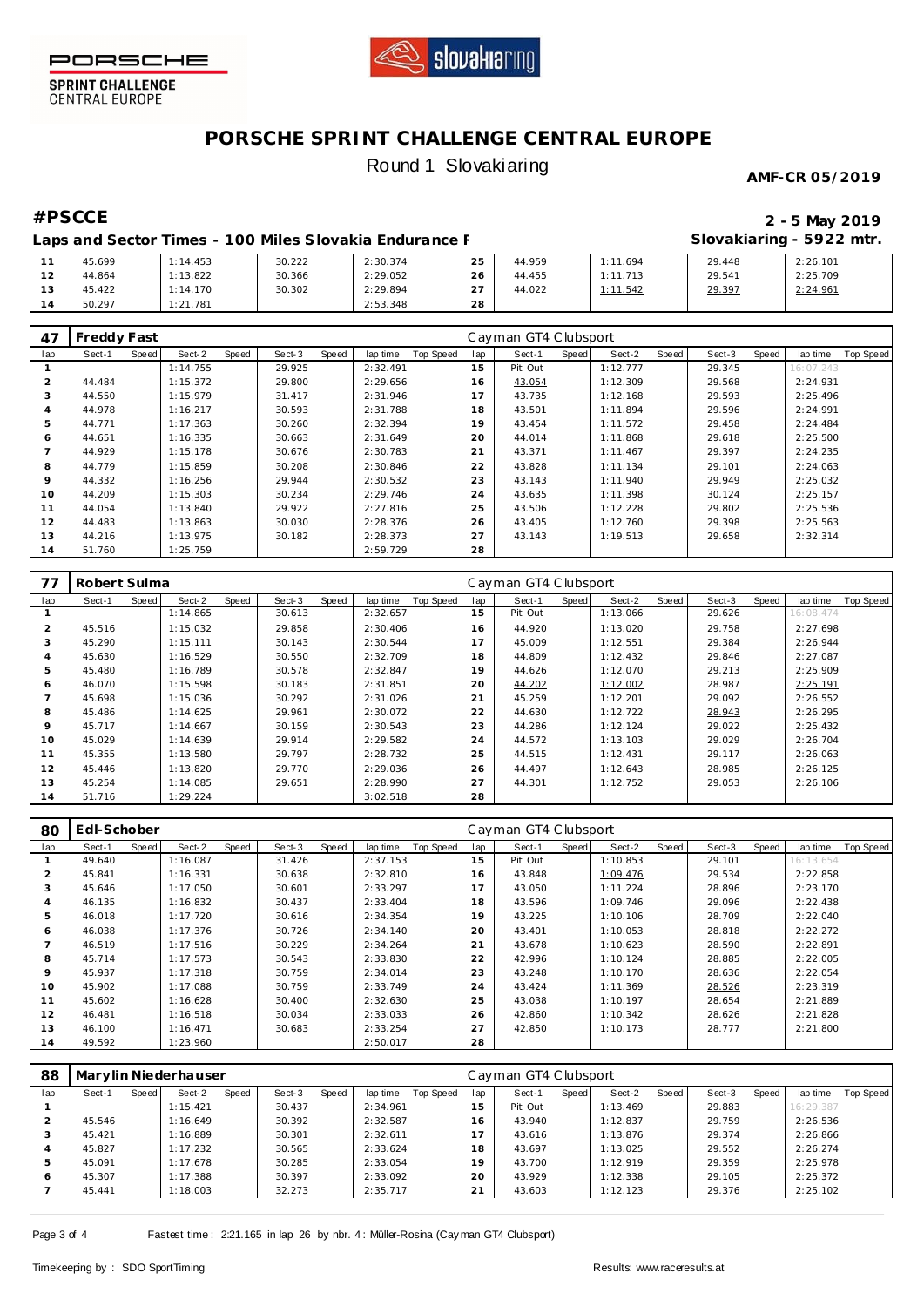# PORSCHE SPRINT CHALLENGE CENTRAL EUROPE

Round 1 Slovakiaring

**AMF-CR 05/2019**

## #PSCCE

**2 - 5 May 2019**

**Laps and Sector Times - 100 Miles Slovakia Endurance F**

**Slovakiaring - 5922 mtr.**

| lap | Sect-1 | Speed | Sect-2 | Speed | Sect-3 | Speed | lap time | Top Speed | lap | Sect-1 | Speed | Sect-2 | Speed | Sect-3 | Speed | lap time | Top Speed |
|---|---|---|---|---|---|---|---|---|---|---|---|---|---|---|---|---|---|
| 11 | 45.699 | | 1:14.453 | | 30.222 | | 2:30.374 | | 25 | 44.959 | | 1:11.694 | | 29.448 | | 2:26.101 | |
| 12 | 44.864 | | 1:13.822 | | 30.366 | | 2:29.052 | | 26 | 44.455 | | 1:11.713 | | 29.541 | | 2:25.709 | |
| 13 | 45.422 | | 1:14.170 | | 30.302 | | 2:29.894 | | 27 | 44.022 | | 1:11.542 | | 29.397 | | 2:24.961 | |
| 14 | 50.297 | | 1:21.781 | | | | 2:53.348 | | 28 | | | | | | | | |

### 47 Freddy Fast — Cayman GT4 Clubsport

| lap | Sect-1 | Speed | Sect-2 | Speed | Sect-3 | Speed | lap time | Top Speed | lap | Sect-1 | Speed | Sect-2 | Speed | Sect-3 | Speed | lap time | Top Speed |
|---|---|---|---|---|---|---|---|---|---|---|---|---|---|---|---|---|---|
| 1 | | | 1:14.755 | | 29.925 | | 2:32.491 | | 15 | Pit Out | | 1:12.777 | | 29.345 | | 16:07.243 | |
| 2 | 44.484 | | 1:15.372 | | 29.800 | | 2:29.656 | | 16 | 43.054 | | 1:12.309 | | 29.568 | | 2:24.931 | |
| 3 | 44.550 | | 1:15.979 | | 31.417 | | 2:31.946 | | 17 | 43.735 | | 1:12.168 | | 29.593 | | 2:25.496 | |
| 4 | 44.978 | | 1:16.217 | | 30.593 | | 2:31.788 | | 18 | 43.501 | | 1:11.894 | | 29.596 | | 2:24.991 | |
| 5 | 44.771 | | 1:17.363 | | 30.260 | | 2:32.394 | | 19 | 43.454 | | 1:11.572 | | 29.458 | | 2:24.484 | |
| 6 | 44.651 | | 1:16.335 | | 30.663 | | 2:31.649 | | 20 | 44.014 | | 1:11.868 | | 29.618 | | 2:25.500 | |
| 7 | 44.929 | | 1:15.178 | | 30.676 | | 2:30.783 | | 21 | 43.371 | | 1:11.467 | | 29.397 | | 2:24.235 | |
| 8 | 44.779 | | 1:15.859 | | 30.208 | | 2:30.846 | | 22 | 43.828 | | 1:11.134 | | 29.101 | | 2:24.063 | |
| 9 | 44.332 | | 1:16.256 | | 29.944 | | 2:30.532 | | 23 | 43.143 | | 1:11.940 | | 29.949 | | 2:25.032 | |
| 10 | 44.209 | | 1:15.303 | | 30.234 | | 2:29.746 | | 24 | 43.635 | | 1:11.398 | | 30.124 | | 2:25.157 | |
| 11 | 44.054 | | 1:13.840 | | 29.922 | | 2:27.816 | | 25 | 43.506 | | 1:12.228 | | 29.802 | | 2:25.536 | |
| 12 | 44.483 | | 1:13.863 | | 30.030 | | 2:28.376 | | 26 | 43.405 | | 1:12.760 | | 29.398 | | 2:25.563 | |
| 13 | 44.216 | | 1:13.975 | | 30.182 | | 2:28.373 | | 27 | 43.143 | | 1:19.513 | | 29.658 | | 2:32.314 | |
| 14 | 51.760 | | 1:25.759 | | | | 2:59.729 | | 28 | | | | | | | | |

### 77 Robert Sulma — Cayman GT4 Clubsport

| lap | Sect-1 | Speed | Sect-2 | Speed | Sect-3 | Speed | lap time | Top Speed | lap | Sect-1 | Speed | Sect-2 | Speed | Sect-3 | Speed | lap time | Top Speed |
|---|---|---|---|---|---|---|---|---|---|---|---|---|---|---|---|---|---|
| 1 | | | 1:14.865 | | 30.613 | | 2:32.657 | | 15 | Pit Out | | 1:13.066 | | 29.626 | | 16:08.474 | |
| 2 | 45.516 | | 1:15.032 | | 29.858 | | 2:30.406 | | 16 | 44.920 | | 1:13.020 | | 29.758 | | 2:27.698 | |
| 3 | 45.290 | | 1:15.111 | | 30.143 | | 2:30.544 | | 17 | 45.009 | | 1:12.551 | | 29.384 | | 2:26.944 | |
| 4 | 45.630 | | 1:16.529 | | 30.550 | | 2:32.709 | | 18 | 44.809 | | 1:12.432 | | 29.846 | | 2:27.087 | |
| 5 | 45.480 | | 1:16.789 | | 30.578 | | 2:32.847 | | 19 | 44.626 | | 1:12.070 | | 29.213 | | 2:25.909 | |
| 6 | 46.070 | | 1:15.598 | | 30.183 | | 2:31.851 | | 20 | 44.202 | | 1:12.002 | | 28.987 | | 2:25.191 | |
| 7 | 45.698 | | 1:15.036 | | 30.292 | | 2:31.026 | | 21 | 45.259 | | 1:12.201 | | 29.092 | | 2:26.552 | |
| 8 | 45.486 | | 1:14.625 | | 29.961 | | 2:30.072 | | 22 | 44.630 | | 1:12.722 | | 28.943 | | 2:26.295 | |
| 9 | 45.717 | | 1:14.667 | | 30.159 | | 2:30.543 | | 23 | 44.286 | | 1:12.124 | | 29.022 | | 2:25.432 | |
| 10 | 45.029 | | 1:14.639 | | 29.914 | | 2:29.582 | | 24 | 44.572 | | 1:13.103 | | 29.029 | | 2:26.704 | |
| 11 | 45.355 | | 1:13.580 | | 29.797 | | 2:28.732 | | 25 | 44.515 | | 1:12.431 | | 29.117 | | 2:26.063 | |
| 12 | 45.446 | | 1:13.820 | | 29.770 | | 2:29.036 | | 26 | 44.497 | | 1:12.643 | | 28.985 | | 2:26.125 | |
| 13 | 45.254 | | 1:14.085 | | 29.651 | | 2:28.990 | | 27 | 44.301 | | 1:12.752 | | 29.053 | | 2:26.106 | |
| 14 | 51.716 | | 1:29.224 | | | | 3:02.518 | | 28 | | | | | | | | |

### 80 Edl-Schober — Cayman GT4 Clubsport

| lap | Sect-1 | Speed | Sect-2 | Speed | Sect-3 | Speed | lap time | Top Speed | lap | Sect-1 | Speed | Sect-2 | Speed | Sect-3 | Speed | lap time | Top Speed |
|---|---|---|---|---|---|---|---|---|---|---|---|---|---|---|---|---|---|
| 1 | 49.640 | | 1:16.087 | | 31.426 | | 2:37.153 | | 15 | Pit Out | | 1:10.853 | | 29.101 | | 16:13.654 | |
| 2 | 45.841 | | 1:16.331 | | 30.638 | | 2:32.810 | | 16 | 43.848 | | 1:09.476 | | 29.534 | | 2:22.858 | |
| 3 | 45.646 | | 1:17.050 | | 30.601 | | 2:33.297 | | 17 | 43.050 | | 1:11.224 | | 28.896 | | 2:23.170 | |
| 4 | 46.135 | | 1:16.832 | | 30.437 | | 2:33.404 | | 18 | 43.596 | | 1:09.746 | | 29.096 | | 2:22.438 | |
| 5 | 46.018 | | 1:17.720 | | 30.616 | | 2:34.354 | | 19 | 43.225 | | 1:10.106 | | 28.709 | | 2:22.040 | |
| 6 | 46.038 | | 1:17.376 | | 30.726 | | 2:34.140 | | 20 | 43.401 | | 1:10.053 | | 28.818 | | 2:22.272 | |
| 7 | 46.519 | | 1:17.516 | | 30.229 | | 2:34.264 | | 21 | 43.678 | | 1:10.623 | | 28.590 | | 2:22.891 | |
| 8 | 45.714 | | 1:17.573 | | 30.543 | | 2:33.830 | | 22 | 42.996 | | 1:10.124 | | 28.885 | | 2:22.005 | |
| 9 | 45.937 | | 1:17.318 | | 30.759 | | 2:34.014 | | 23 | 43.248 | | 1:10.170 | | 28.636 | | 2:22.054 | |
| 10 | 45.902 | | 1:17.088 | | 30.759 | | 2:33.749 | | 24 | 43.424 | | 1:11.369 | | 28.526 | | 2:23.319 | |
| 11 | 45.602 | | 1:16.628 | | 30.400 | | 2:32.630 | | 25 | 43.038 | | 1:10.197 | | 28.654 | | 2:21.889 | |
| 12 | 46.481 | | 1:16.518 | | 30.034 | | 2:33.033 | | 26 | 42.860 | | 1:10.342 | | 28.626 | | 2:21.828 | |
| 13 | 46.100 | | 1:16.471 | | 30.683 | | 2:33.254 | | 27 | 42.850 | | 1:10.173 | | 28.777 | | 2:21.800 | |
| 14 | 49.592 | | 1:23.960 | | | | 2:50.017 | | 28 | | | | | | | | |

### 88 Marylin Niederhauser — Cayman GT4 Clubsport

| lap | Sect-1 | Speed | Sect-2 | Speed | Sect-3 | Speed | lap time | Top Speed | lap | Sect-1 | Speed | Sect-2 | Speed | Sect-3 | Speed | lap time | Top Speed |
|---|---|---|---|---|---|---|---|---|---|---|---|---|---|---|---|---|---|
| 1 | | | 1:15.421 | | 30.437 | | 2:34.961 | | 15 | Pit Out | | 1:13.469 | | 29.883 | | 16:29.387 | |
| 2 | 45.546 | | 1:16.649 | | 30.392 | | 2:32.587 | | 16 | 43.940 | | 1:12.837 | | 29.759 | | 2:26.536 | |
| 3 | 45.421 | | 1:16.889 | | 30.301 | | 2:32.611 | | 17 | 43.616 | | 1:13.876 | | 29.374 | | 2:26.866 | |
| 4 | 45.827 | | 1:17.232 | | 30.565 | | 2:33.624 | | 18 | 43.697 | | 1:13.025 | | 29.552 | | 2:26.274 | |
| 5 | 45.091 | | 1:17.678 | | 30.285 | | 2:33.054 | | 19 | 43.700 | | 1:12.919 | | 29.359 | | 2:25.978 | |
| 6 | 45.307 | | 1:17.388 | | 30.397 | | 2:33.092 | | 20 | 43.929 | | 1:12.338 | | 29.105 | | 2:25.372 | |
| 7 | 45.441 | | 1:18.003 | | 32.273 | | 2:35.717 | | 21 | 43.603 | | 1:12.123 | | 29.376 | | 2:25.102 | |

Fastest time : 2:21.165 in lap 26 by nbr. 4 : Müller-Rosina (Cayman GT4 Clubsport)

Timekeeping by : SDO SportTiming

Results: www.raceresults.at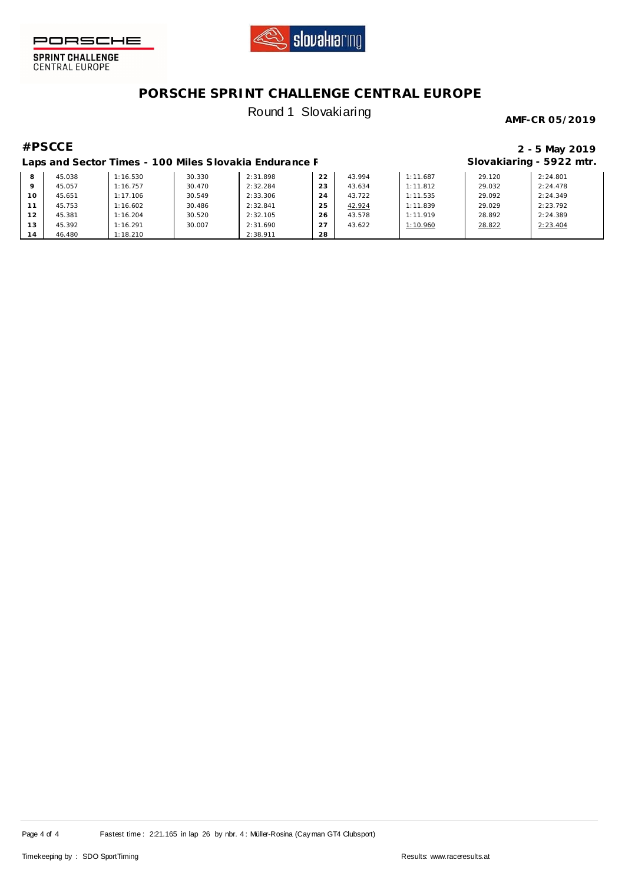# PORSCHE SPRINT CHALLENGE CENTRAL EUROPE

Round 1 Slovakiaring

**AMF-CR 05/2019**

## #PSCCE

**2 - 5 May 2019**

**Laps and Sector Times - 100 Miles Slovakia Endurance F**

**Slovakiaring - 5922 mtr.**

| | | | | | | | | | |
|---|---|---|---|---|---|---|---|---|---|
| **8** | 45.038 | 1:16.530 | 30.330 | 2:31.898 | **22** | 43.994 | 1:11.687 | 29.120 | 2:24.801 |
| **9** | 45.057 | 1:16.757 | 30.470 | 2:32.284 | **23** | 43.634 | 1:11.812 | 29.032 | 2:24.478 |
| **10** | 45.651 | 1:17.106 | 30.549 | 2:33.306 | **24** | 43.722 | 1:11.535 | 29.092 | 2:24.349 |
| **11** | 45.753 | 1:16.602 | 30.486 | 2:32.841 | **25** | 42.924 | 1:11.839 | 29.029 | 2:23.792 |
| **12** | 45.381 | 1:16.204 | 30.520 | 2:32.105 | **26** | 43.578 | 1:11.919 | 28.892 | 2:24.389 |
| **13** | 45.392 | 1:16.291 | 30.007 | 2:31.690 | **27** | 43.622 | 1:10.960 | 28.822 | 2:23.404 |
| **14** | 46.480 | 1:18.210 | | 2:38.911 | **28** | | | | |

Fastest time : 2:21.165 in lap 26 by nbr. 4 : Müller-Rosina (Cayman GT4 Clubsport)

Timekeeping by : SDO SportTiming

Results: www.raceresults.at